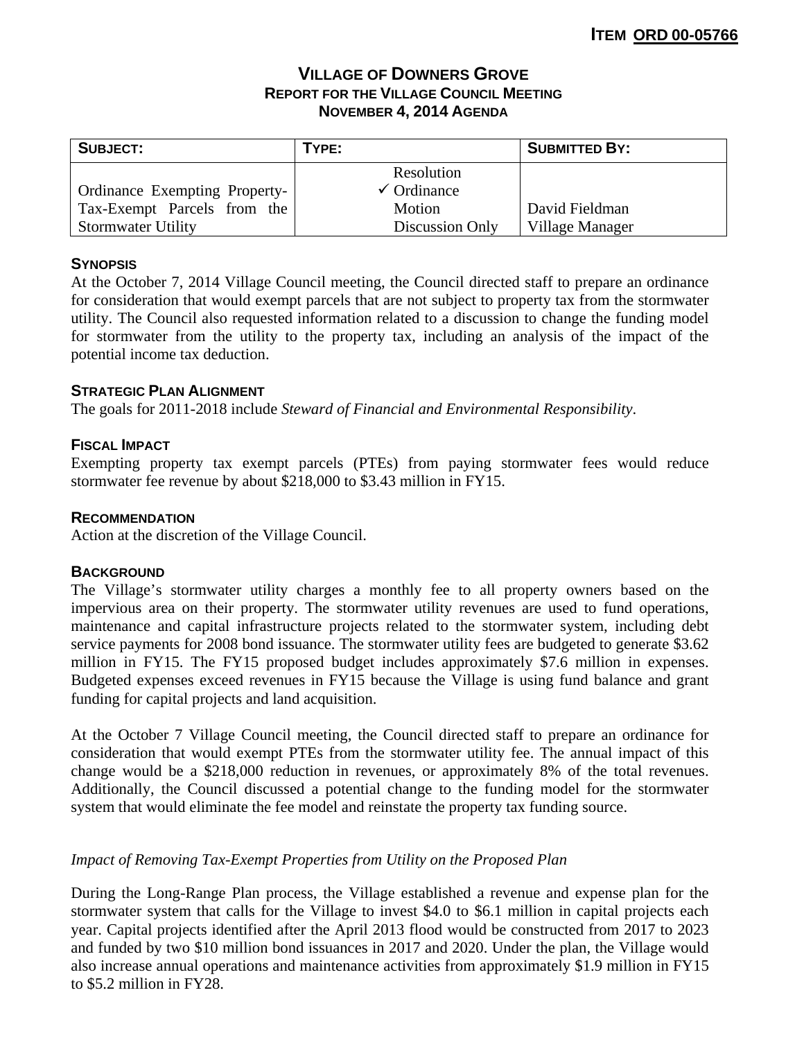**ITEM ORD 00-05766**

# VILLAGE OF DOWNERS GROVE
## REPORT FOR THE VILLAGE COUNCIL MEETING
## NOVEMBER 4, 2014 AGENDA

| SUBJECT: | TYPE: | SUBMITTED BY: |
|---|---|---|
| Ordinance Exempting Property-Tax-Exempt Parcels from the Stormwater Utility | Resolution<br>✓ Ordinance<br>Motion<br>Discussion Only | David Fieldman<br>Village Manager |

### SYNOPSIS

At the October 7, 2014 Village Council meeting, the Council directed staff to prepare an ordinance for consideration that would exempt parcels that are not subject to property tax from the stormwater utility. The Council also requested information related to a discussion to change the funding model for stormwater from the utility to the property tax, including an analysis of the impact of the potential income tax deduction.

### STRATEGIC PLAN ALIGNMENT

The goals for 2011-2018 include *Steward of Financial and Environmental Responsibility*.

### FISCAL IMPACT

Exempting property tax exempt parcels (PTEs) from paying stormwater fees would reduce stormwater fee revenue by about $218,000 to $3.43 million in FY15.

### RECOMMENDATION

Action at the discretion of the Village Council.

### BACKGROUND

The Village's stormwater utility charges a monthly fee to all property owners based on the impervious area on their property. The stormwater utility revenues are used to fund operations, maintenance and capital infrastructure projects related to the stormwater system, including debt service payments for 2008 bond issuance. The stormwater utility fees are budgeted to generate $3.62 million in FY15. The FY15 proposed budget includes approximately $7.6 million in expenses. Budgeted expenses exceed revenues in FY15 because the Village is using fund balance and grant funding for capital projects and land acquisition.

At the October 7 Village Council meeting, the Council directed staff to prepare an ordinance for consideration that would exempt PTEs from the stormwater utility fee. The annual impact of this change would be a $218,000 reduction in revenues, or approximately 8% of the total revenues. Additionally, the Council discussed a potential change to the funding model for the stormwater system that would eliminate the fee model and reinstate the property tax funding source.

*Impact of Removing Tax-Exempt Properties from Utility on the Proposed Plan*

During the Long-Range Plan process, the Village established a revenue and expense plan for the stormwater system that calls for the Village to invest $4.0 to $6.1 million in capital projects each year. Capital projects identified after the April 2013 flood would be constructed from 2017 to 2023 and funded by two $10 million bond issuances in 2017 and 2020. Under the plan, the Village would also increase annual operations and maintenance activities from approximately $1.9 million in FY15 to $5.2 million in FY28.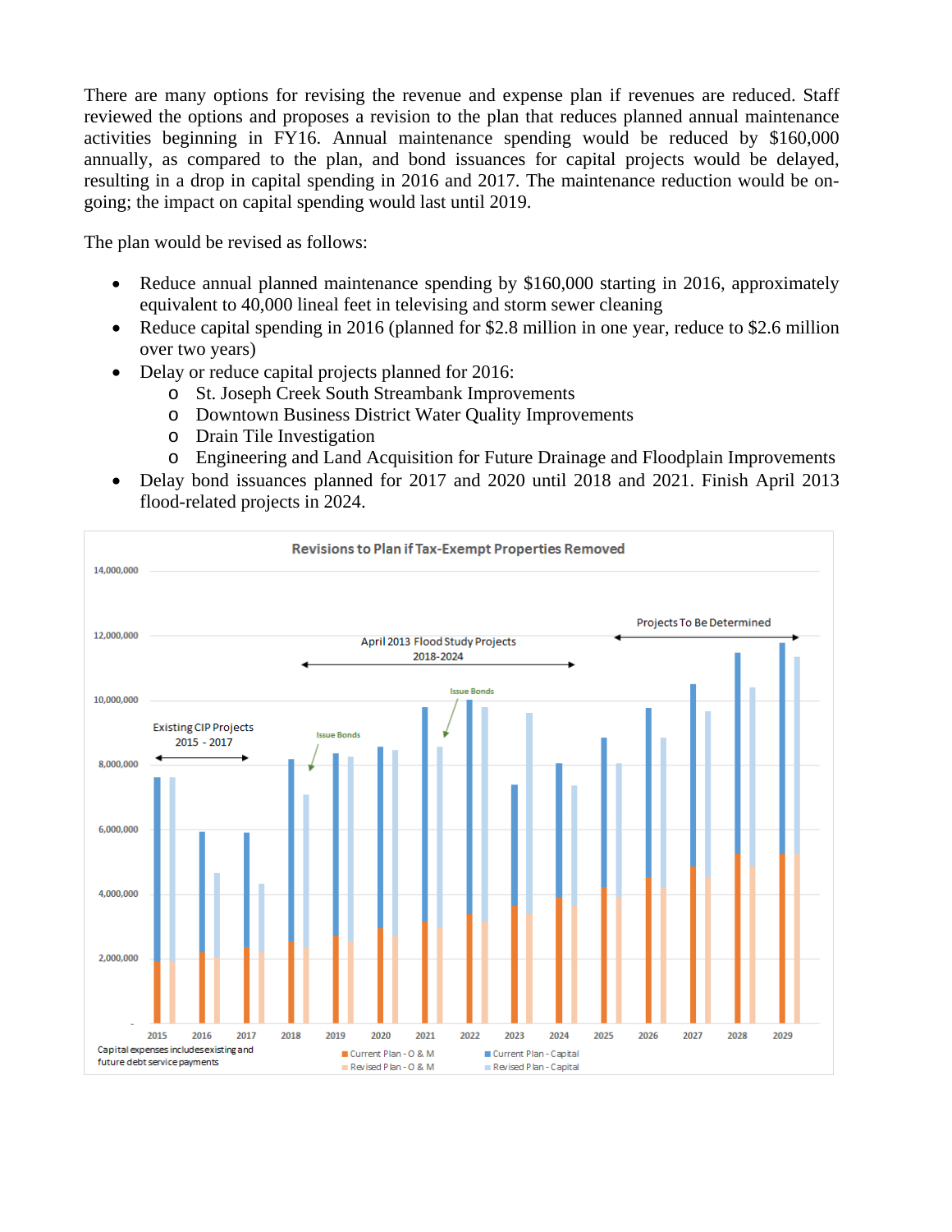There are many options for revising the revenue and expense plan if revenues are reduced. Staff reviewed the options and proposes a revision to the plan that reduces planned annual maintenance activities beginning in FY16. Annual maintenance spending would be reduced by $160,000 annually, as compared to the plan, and bond issuances for capital projects would be delayed, resulting in a drop in capital spending in 2016 and 2017. The maintenance reduction would be on-going; the impact on capital spending would last until 2019.

The plan would be revised as follows:

- Reduce annual planned maintenance spending by $160,000 starting in 2016, approximately equivalent to 40,000 lineal feet in televising and storm sewer cleaning
- Reduce capital spending in 2016 (planned for $2.8 million in one year, reduce to $2.6 million over two years)
- Delay or reduce capital projects planned for 2016:
  - St. Joseph Creek South Streambank Improvements
  - Downtown Business District Water Quality Improvements
  - Drain Tile Investigation
  - Engineering and Land Acquisition for Future Drainage and Floodplain Improvements
- Delay bond issuances planned for 2017 and 2020 until 2018 and 2021. Finish April 2013 flood-related projects in 2024.

**Revisions to Plan if Tax-Exempt Properties Removed**

Existing CIP Projects 2015 - 2017 | April 2013 Flood Study Projects 2018-2024 | Projects To Be Determined | Issue Bonds (2018) | Issue Bonds (2021)

Legend: Current Plan - O & M; Current Plan - Capital; Revised Plan - O & M; Revised Plan - Capital

Years: 2015, 2016, 2017, 2018, 2019, 2020, 2021, 2022, 2023, 2024, 2025, 2026, 2027, 2028, 2029

Y-axis: -, 2,000,000, 4,000,000, 6,000,000, 8,000,000, 10,000,000, 12,000,000, 14,000,000

Capital expenses includes existing and future debt service payments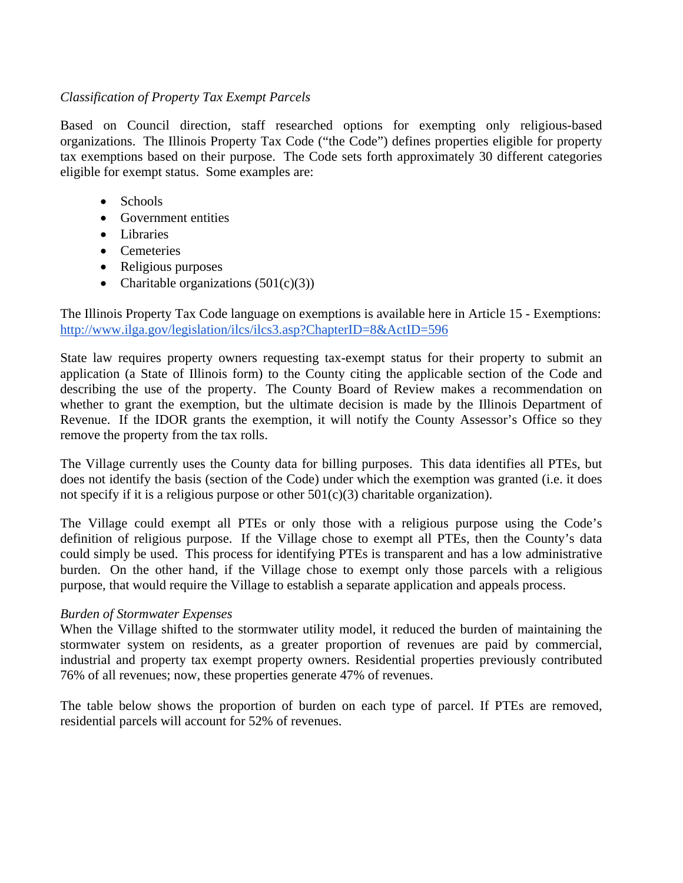*Classification of Property Tax Exempt Parcels*

Based on Council direction, staff researched options for exempting only religious-based organizations. The Illinois Property Tax Code ("the Code") defines properties eligible for property tax exemptions based on their purpose. The Code sets forth approximately 30 different categories eligible for exempt status. Some examples are:

- Schools
- Government entities
- Libraries
- Cemeteries
- Religious purposes
- Charitable organizations (501(c)(3))

The Illinois Property Tax Code language on exemptions is available here in Article 15 - Exemptions: [http://www.ilga.gov/legislation/ilcs/ilcs3.asp?ChapterID=8&ActID=596](http://www.ilga.gov/legislation/ilcs/ilcs3.asp?ChapterID=8&ActID=596)

State law requires property owners requesting tax-exempt status for their property to submit an application (a State of Illinois form) to the County citing the applicable section of the Code and describing the use of the property. The County Board of Review makes a recommendation on whether to grant the exemption, but the ultimate decision is made by the Illinois Department of Revenue. If the IDOR grants the exemption, it will notify the County Assessor's Office so they remove the property from the tax rolls.

The Village currently uses the County data for billing purposes. This data identifies all PTEs, but does not identify the basis (section of the Code) under which the exemption was granted (i.e. it does not specify if it is a religious purpose or other 501(c)(3) charitable organization).

The Village could exempt all PTEs or only those with a religious purpose using the Code's definition of religious purpose. If the Village chose to exempt all PTEs, then the County's data could simply be used. This process for identifying PTEs is transparent and has a low administrative burden. On the other hand, if the Village chose to exempt only those parcels with a religious purpose, that would require the Village to establish a separate application and appeals process.

*Burden of Stormwater Expenses*

When the Village shifted to the stormwater utility model, it reduced the burden of maintaining the stormwater system on residents, as a greater proportion of revenues are paid by commercial, industrial and property tax exempt property owners. Residential properties previously contributed 76% of all revenues; now, these properties generate 47% of revenues.

The table below shows the proportion of burden on each type of parcel. If PTEs are removed, residential parcels will account for 52% of revenues.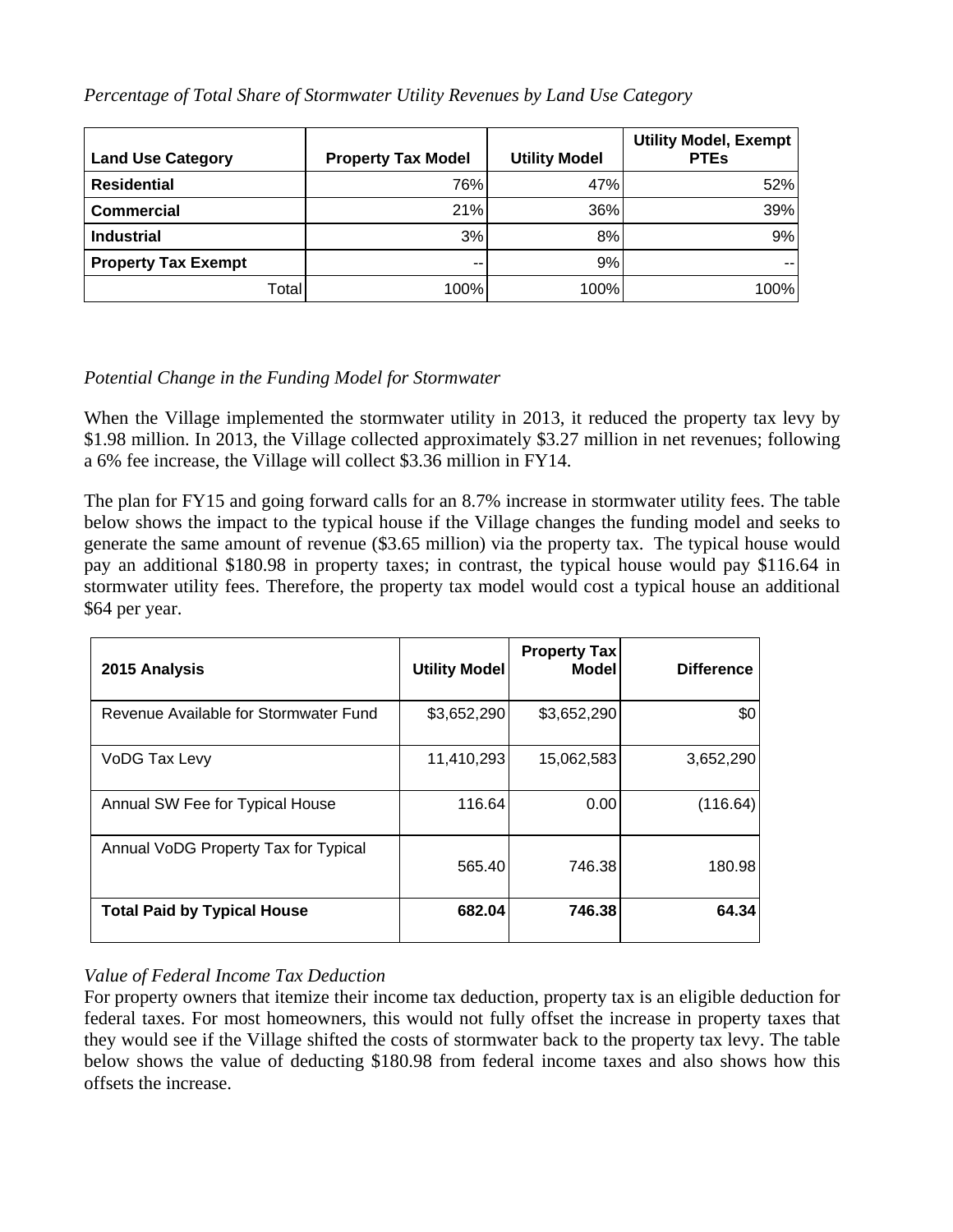*Percentage of Total Share of Stormwater Utility Revenues by Land Use Category*

| Land Use Category | Property Tax Model | Utility Model | Utility Model, Exempt PTEs |
|---|---|---|---|
| **Residential** | 76% | 47% | 52% |
| **Commercial** | 21% | 36% | 39% |
| **Industrial** | 3% | 8% | 9% |
| **Property Tax Exempt** | -- | 9% | -- |
| Total | 100% | 100% | 100% |

*Potential Change in the Funding Model for Stormwater*

When the Village implemented the stormwater utility in 2013, it reduced the property tax levy by $1.98 million. In 2013, the Village collected approximately $3.27 million in net revenues; following a 6% fee increase, the Village will collect $3.36 million in FY14.

The plan for FY15 and going forward calls for an 8.7% increase in stormwater utility fees. The table below shows the impact to the typical house if the Village changes the funding model and seeks to generate the same amount of revenue ($3.65 million) via the property tax. The typical house would pay an additional $180.98 in property taxes; in contrast, the typical house would pay $116.64 in stormwater utility fees. Therefore, the property tax model would cost a typical house an additional $64 per year.

| 2015 Analysis | Utility Model | Property Tax Model | Difference |
|---|---|---|---|
| Revenue Available for Stormwater Fund | $3,652,290 | $3,652,290 | $0 |
| VoDG Tax Levy | 11,410,293 | 15,062,583 | 3,652,290 |
| Annual SW Fee for Typical House | 116.64 | 0.00 | (116.64) |
| Annual VoDG Property Tax for Typical | 565.40 | 746.38 | 180.98 |
| **Total Paid by Typical House** | **682.04** | **746.38** | **64.34** |

*Value of Federal Income Tax Deduction*

For property owners that itemize their income tax deduction, property tax is an eligible deduction for federal taxes. For most homeowners, this would not fully offset the increase in property taxes that they would see if the Village shifted the costs of stormwater back to the property tax levy. The table below shows the value of deducting $180.98 from federal income taxes and also shows how this offsets the increase.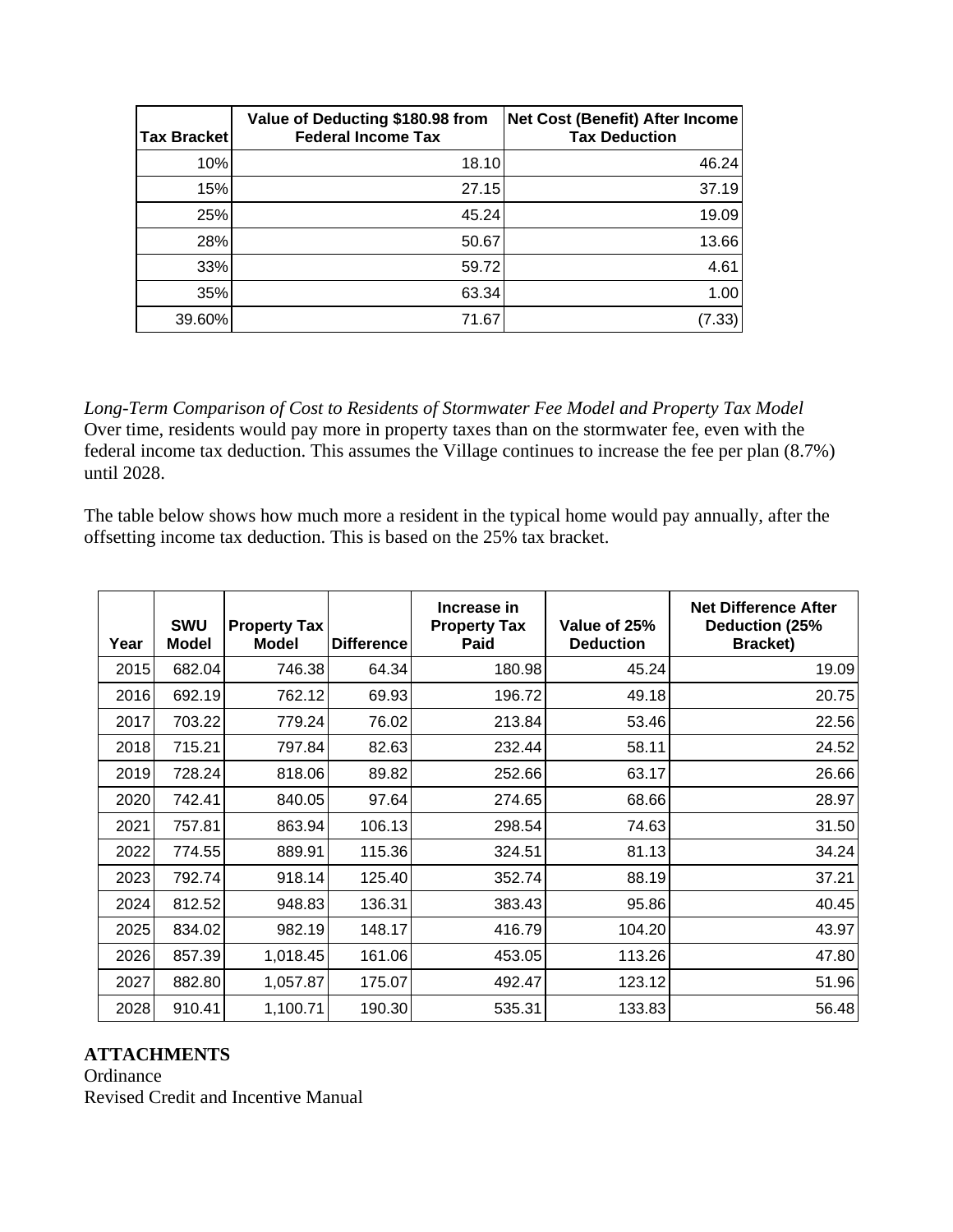| Tax Bracket | Value of Deducting $180.98 from Federal Income Tax | Net Cost (Benefit) After Income Tax Deduction |
|---|---|---|
| 10% | 18.10 | 46.24 |
| 15% | 27.15 | 37.19 |
| 25% | 45.24 | 19.09 |
| 28% | 50.67 | 13.66 |
| 33% | 59.72 | 4.61 |
| 35% | 63.34 | 1.00 |
| 39.60% | 71.67 | (7.33) |

*Long-Term Comparison of Cost to Residents of Stormwater Fee Model and Property Tax Model*
Over time, residents would pay more in property taxes than on the stormwater fee, even with the federal income tax deduction. This assumes the Village continues to increase the fee per plan (8.7%) until 2028.

The table below shows how much more a resident in the typical home would pay annually, after the offsetting income tax deduction. This is based on the 25% tax bracket.

| Year | SWU Model | Property Tax Model | Difference | Increase in Property Tax Paid | Value of 25% Deduction | Net Difference After Deduction (25% Bracket) |
|---|---|---|---|---|---|---|
| 2015 | 682.04 | 746.38 | 64.34 | 180.98 | 45.24 | 19.09 |
| 2016 | 692.19 | 762.12 | 69.93 | 196.72 | 49.18 | 20.75 |
| 2017 | 703.22 | 779.24 | 76.02 | 213.84 | 53.46 | 22.56 |
| 2018 | 715.21 | 797.84 | 82.63 | 232.44 | 58.11 | 24.52 |
| 2019 | 728.24 | 818.06 | 89.82 | 252.66 | 63.17 | 26.66 |
| 2020 | 742.41 | 840.05 | 97.64 | 274.65 | 68.66 | 28.97 |
| 2021 | 757.81 | 863.94 | 106.13 | 298.54 | 74.63 | 31.50 |
| 2022 | 774.55 | 889.91 | 115.36 | 324.51 | 81.13 | 34.24 |
| 2023 | 792.74 | 918.14 | 125.40 | 352.74 | 88.19 | 37.21 |
| 2024 | 812.52 | 948.83 | 136.31 | 383.43 | 95.86 | 40.45 |
| 2025 | 834.02 | 982.19 | 148.17 | 416.79 | 104.20 | 43.97 |
| 2026 | 857.39 | 1,018.45 | 161.06 | 453.05 | 113.26 | 47.80 |
| 2027 | 882.80 | 1,057.87 | 175.07 | 492.47 | 123.12 | 51.96 |
| 2028 | 910.41 | 1,100.71 | 190.30 | 535.31 | 133.83 | 56.48 |

**ATTACHMENTS**
Ordinance
Revised Credit and Incentive Manual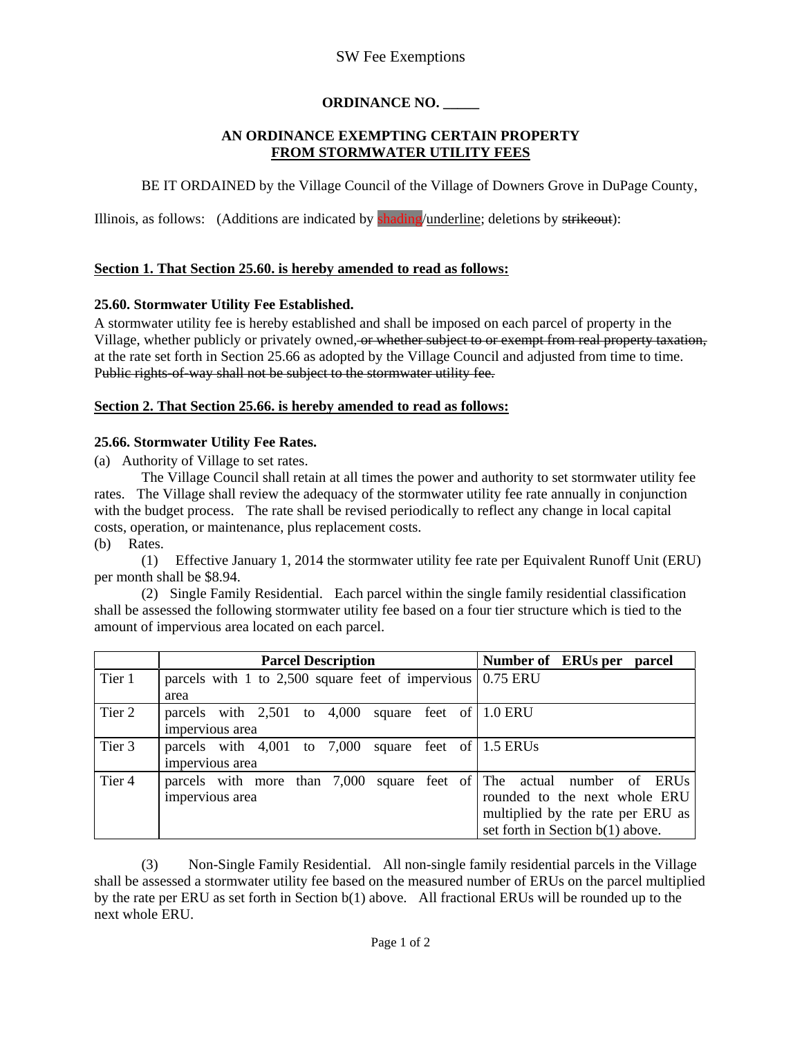SW Fee Exemptions

**ORDINANCE NO. _____**

**AN ORDINANCE EXEMPTING CERTAIN PROPERTY**
**<u>FROM STORMWATER UTILITY FEES</u>**

BE IT ORDAINED by the Village Council of the Village of Downers Grove in DuPage County, Illinois, as follows: (Additions are indicated by shading/<u>underline</u>; deletions by ~~strikeout~~):

**<u>Section 1. That Section 25.60. is hereby amended to read as follows:</u>**

**25.60. Stormwater Utility Fee Established.**

A stormwater utility fee is hereby established and shall be imposed on each parcel of property in the Village, whether publicly or privately owned~~, or whether subject to or exempt from real property taxation,~~ at the rate set forth in Section 25.66 as adopted by the Village Council and adjusted from time to time. ~~Public rights-of-way shall not be subject to the stormwater utility fee.~~

**<u>Section 2. That Section 25.66. is hereby amended to read as follows:</u>**

**25.66. Stormwater Utility Fee Rates.**

(a) Authority of Village to set rates.

The Village Council shall retain at all times the power and authority to set stormwater utility fee rates. The Village shall review the adequacy of the stormwater utility fee rate annually in conjunction with the budget process. The rate shall be revised periodically to reflect any change in local capital costs, operation, or maintenance, plus replacement costs.

(b) Rates.

(1) Effective January 1, 2014 the stormwater utility fee rate per Equivalent Runoff Unit (ERU) per month shall be $8.94.

(2) Single Family Residential. Each parcel within the single family residential classification shall be assessed the following stormwater utility fee based on a four tier structure which is tied to the amount of impervious area located on each parcel.

| | **Parcel Description** | **Number of ERUs per parcel** |
|---|---|---|
| Tier 1 | parcels with 1 to 2,500 square feet of impervious area | 0.75 ERU |
| Tier 2 | parcels with 2,501 to 4,000 square feet of impervious area | 1.0 ERU |
| Tier 3 | parcels with 4,001 to 7,000 square feet of impervious area | 1.5 ERUs |
| Tier 4 | parcels with more than 7,000 square feet of impervious area | The actual number of ERUs rounded to the next whole ERU multiplied by the rate per ERU as set forth in Section b(1) above. |

(3) Non-Single Family Residential. All non-single family residential parcels in the Village shall be assessed a stormwater utility fee based on the measured number of ERUs on the parcel multiplied by the rate per ERU as set forth in Section b(1) above. All fractional ERUs will be rounded up to the next whole ERU.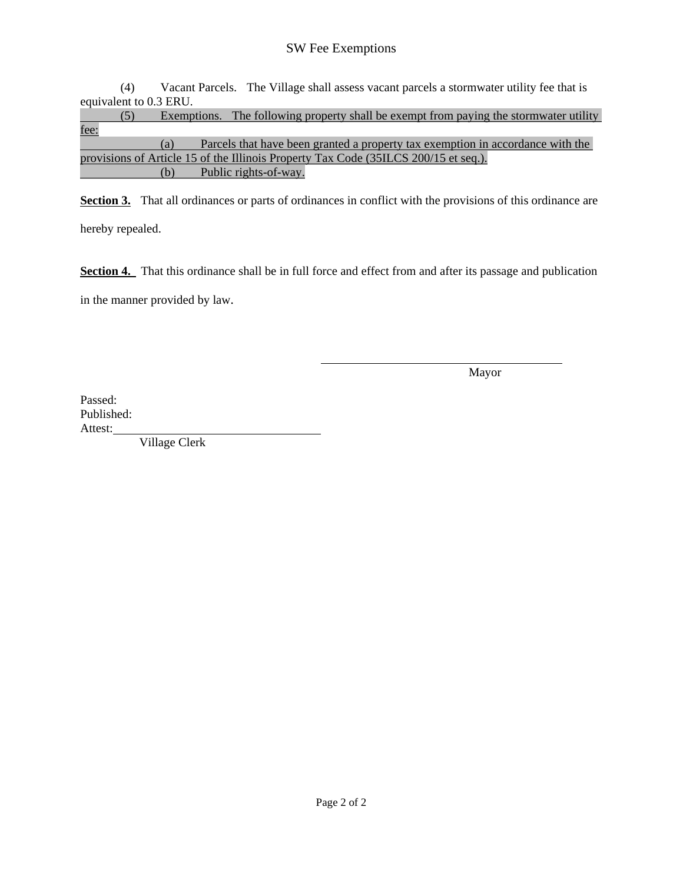(4) Vacant Parcels. The Village shall assess vacant parcels a stormwater utility fee that is equivalent to 0.3 ERU.

(5) Exemptions. The following property shall be exempt from paying the stormwater utility fee:

(a) Parcels that have been granted a property tax exemption in accordance with the provisions of Article 15 of the Illinois Property Tax Code (35ILCS 200/15 et seq.).

(b) Public rights-of-way.

**Section 3.** That all ordinances or parts of ordinances in conflict with the provisions of this ordinance are hereby repealed.

**Section 4.** That this ordinance shall be in full force and effect from and after its passage and publication in the manner provided by law.

\_\_\_\_\_\_\_\_\_\_\_\_\_\_\_\_\_\_\_\_\_\_\_\_\_\_\_\_\_\_\_\_\_\_\_\_\_\_\_\_

Mayor

Passed:
Published:
Attest:\_\_\_\_\_\_\_\_\_\_\_\_\_\_\_\_\_\_\_\_\_\_\_\_\_\_\_\_\_\_\_\_\_\_

Village Clerk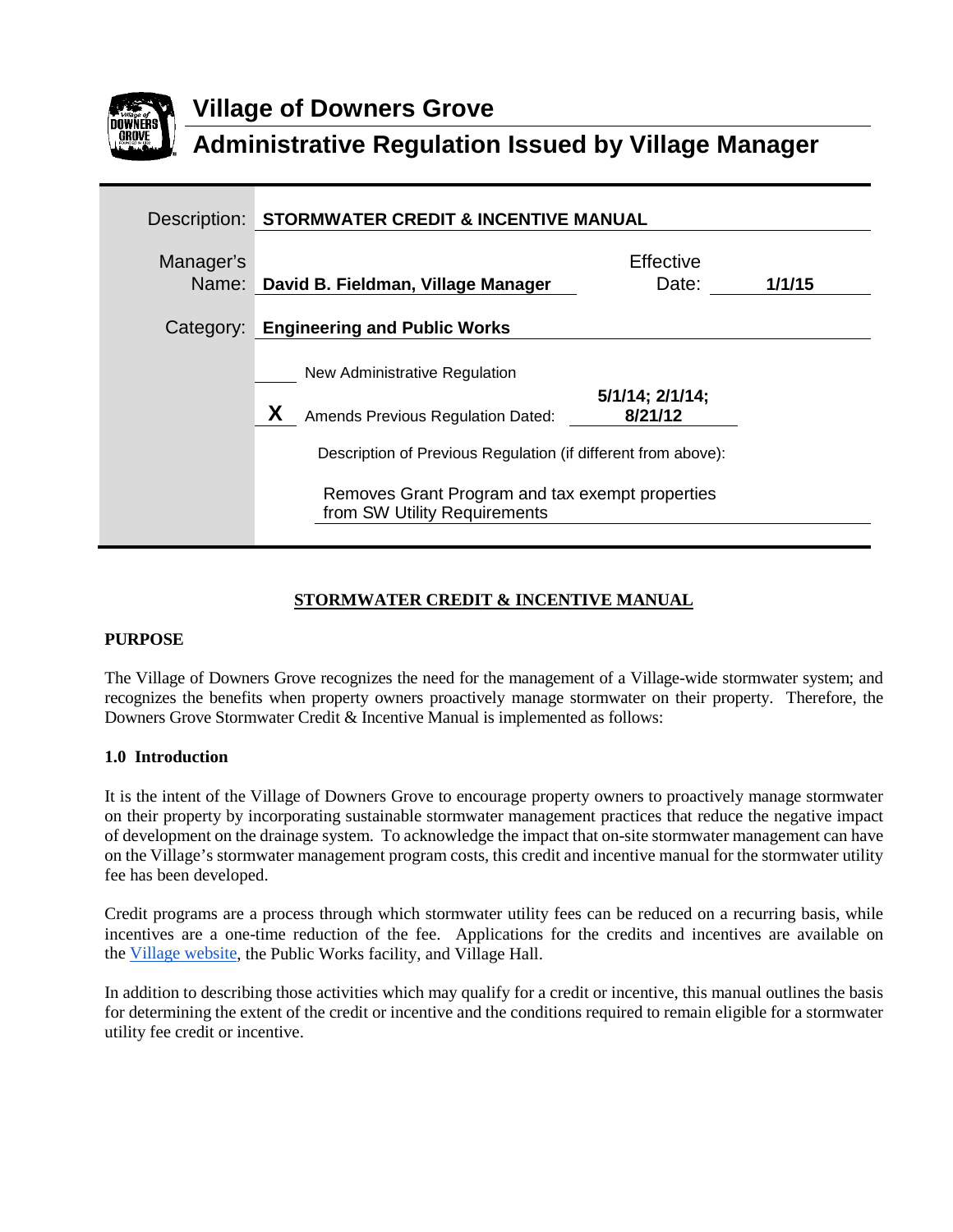# Village of Downers Grove

## Administrative Regulation Issued by Village Manager

| | |
|---|---|
| Description: | **STORMWATER CREDIT & INCENTIVE MANUAL** |
| Manager's Name: | **David B. Fieldman, Village Manager** — Effective Date: **1/1/15** |
| Category: | **Engineering and Public Works** |
| | ____ New Administrative Regulation |
| | **X** Amends Previous Regulation Dated: **5/1/14; 2/1/14; 8/21/12** |
| | Description of Previous Regulation (if different from above): |
| | Removes Grant Program and tax exempt properties from SW Utility Requirements |

**STORMWATER CREDIT & INCENTIVE MANUAL**

**PURPOSE**

The Village of Downers Grove recognizes the need for the management of a Village-wide stormwater system; and recognizes the benefits when property owners proactively manage stormwater on their property. Therefore, the Downers Grove Stormwater Credit & Incentive Manual is implemented as follows:

**1.0 Introduction**

It is the intent of the Village of Downers Grove to encourage property owners to proactively manage stormwater on their property by incorporating sustainable stormwater management practices that reduce the negative impact of development on the drainage system. To acknowledge the impact that on-site stormwater management can have on the Village's stormwater management program costs, this credit and incentive manual for the stormwater utility fee has been developed.

Credit programs are a process through which stormwater utility fees can be reduced on a recurring basis, while incentives are a one-time reduction of the fee. Applications for the credits and incentives are available on the Village website, the Public Works facility, and Village Hall.

In addition to describing those activities which may qualify for a credit or incentive, this manual outlines the basis for determining the extent of the credit or incentive and the conditions required to remain eligible for a stormwater utility fee credit or incentive.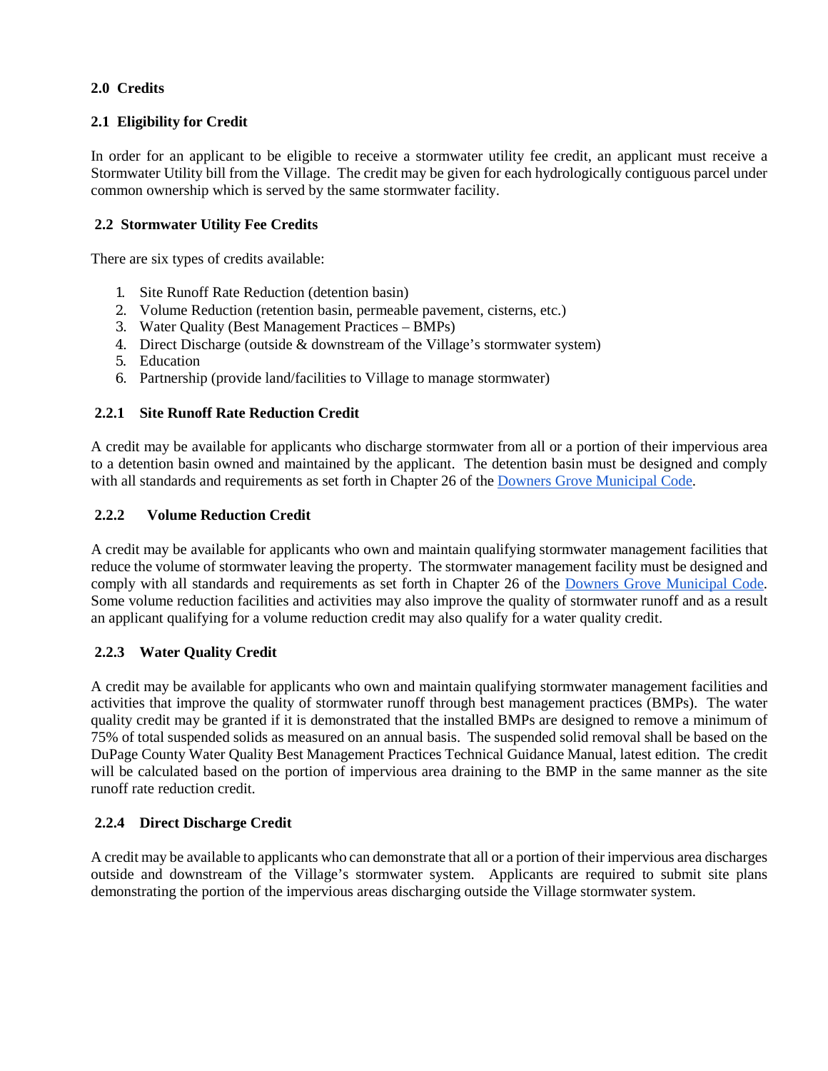## 2.0 Credits

### 2.1 Eligibility for Credit

In order for an applicant to be eligible to receive a stormwater utility fee credit, an applicant must receive a Stormwater Utility bill from the Village. The credit may be given for each hydrologically contiguous parcel under common ownership which is served by the same stormwater facility.

### 2.2 Stormwater Utility Fee Credits

There are six types of credits available:

1. Site Runoff Rate Reduction (detention basin)
2. Volume Reduction (retention basin, permeable pavement, cisterns, etc.)
3. Water Quality (Best Management Practices – BMPs)
4. Direct Discharge (outside & downstream of the Village's stormwater system)
5. Education
6. Partnership (provide land/facilities to Village to manage stormwater)

#### 2.2.1 Site Runoff Rate Reduction Credit

A credit may be available for applicants who discharge stormwater from all or a portion of their impervious area to a detention basin owned and maintained by the applicant. The detention basin must be designed and comply with all standards and requirements as set forth in Chapter 26 of the Downers Grove Municipal Code.

#### 2.2.2 Volume Reduction Credit

A credit may be available for applicants who own and maintain qualifying stormwater management facilities that reduce the volume of stormwater leaving the property. The stormwater management facility must be designed and comply with all standards and requirements as set forth in Chapter 26 of the Downers Grove Municipal Code. Some volume reduction facilities and activities may also improve the quality of stormwater runoff and as a result an applicant qualifying for a volume reduction credit may also qualify for a water quality credit.

#### 2.2.3 Water Quality Credit

A credit may be available for applicants who own and maintain qualifying stormwater management facilities and activities that improve the quality of stormwater runoff through best management practices (BMPs). The water quality credit may be granted if it is demonstrated that the installed BMPs are designed to remove a minimum of 75% of total suspended solids as measured on an annual basis. The suspended solid removal shall be based on the DuPage County Water Quality Best Management Practices Technical Guidance Manual, latest edition. The credit will be calculated based on the portion of impervious area draining to the BMP in the same manner as the site runoff rate reduction credit.

#### 2.2.4 Direct Discharge Credit

A credit may be available to applicants who can demonstrate that all or a portion of their impervious area discharges outside and downstream of the Village's stormwater system. Applicants are required to submit site plans demonstrating the portion of the impervious areas discharging outside the Village stormwater system.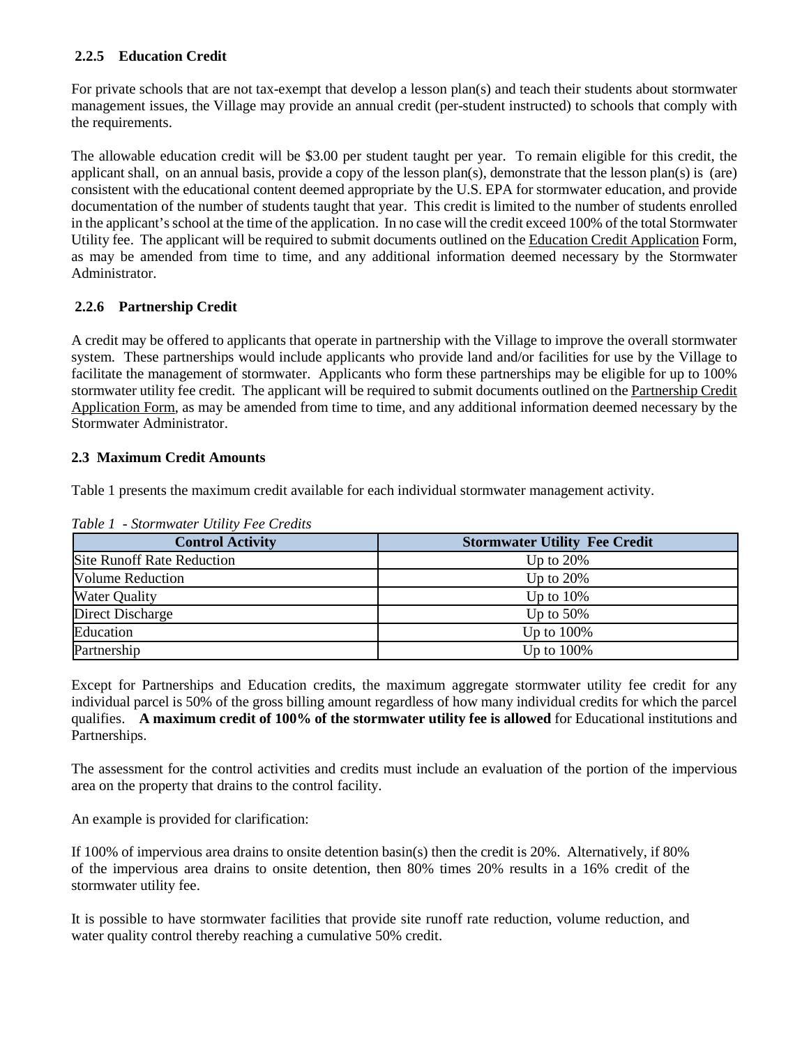### 2.2.5 Education Credit

For private schools that are not tax-exempt that develop a lesson plan(s) and teach their students about stormwater management issues, the Village may provide an annual credit (per-student instructed) to schools that comply with the requirements.

The allowable education credit will be $3.00 per student taught per year. To remain eligible for this credit, the applicant shall, on an annual basis, provide a copy of the lesson plan(s), demonstrate that the lesson plan(s) is (are) consistent with the educational content deemed appropriate by the U.S. EPA for stormwater education, and provide documentation of the number of students taught that year. This credit is limited to the number of students enrolled in the applicant's school at the time of the application. In no case will the credit exceed 100% of the total Stormwater Utility fee. The applicant will be required to submit documents outlined on the Education Credit Application Form, as may be amended from time to time, and any additional information deemed necessary by the Stormwater Administrator.

### 2.2.6 Partnership Credit

A credit may be offered to applicants that operate in partnership with the Village to improve the overall stormwater system. These partnerships would include applicants who provide land and/or facilities for use by the Village to facilitate the management of stormwater. Applicants who form these partnerships may be eligible for up to 100% stormwater utility fee credit. The applicant will be required to submit documents outlined on the Partnership Credit Application Form, as may be amended from time to time, and any additional information deemed necessary by the Stormwater Administrator.

## 2.3 Maximum Credit Amounts

Table 1 presents the maximum credit available for each individual stormwater management activity.

*Table 1 - Stormwater Utility Fee Credits*

| Control Activity | Stormwater Utility Fee Credit |
| --- | --- |
| Site Runoff Rate Reduction | Up to 20% |
| Volume Reduction | Up to 20% |
| Water Quality | Up to 10% |
| Direct Discharge | Up to 50% |
| Education | Up to 100% |
| Partnership | Up to 100% |

Except for Partnerships and Education credits, the maximum aggregate stormwater utility fee credit for any individual parcel is 50% of the gross billing amount regardless of how many individual credits for which the parcel qualifies. **A maximum credit of 100% of the stormwater utility fee is allowed** for Educational institutions and Partnerships.

The assessment for the control activities and credits must include an evaluation of the portion of the impervious area on the property that drains to the control facility.

An example is provided for clarification:

If 100% of impervious area drains to onsite detention basin(s) then the credit is 20%. Alternatively, if 80% of the impervious area drains to onsite detention, then 80% times 20% results in a 16% credit of the stormwater utility fee.

It is possible to have stormwater facilities that provide site runoff rate reduction, volume reduction, and water quality control thereby reaching a cumulative 50% credit.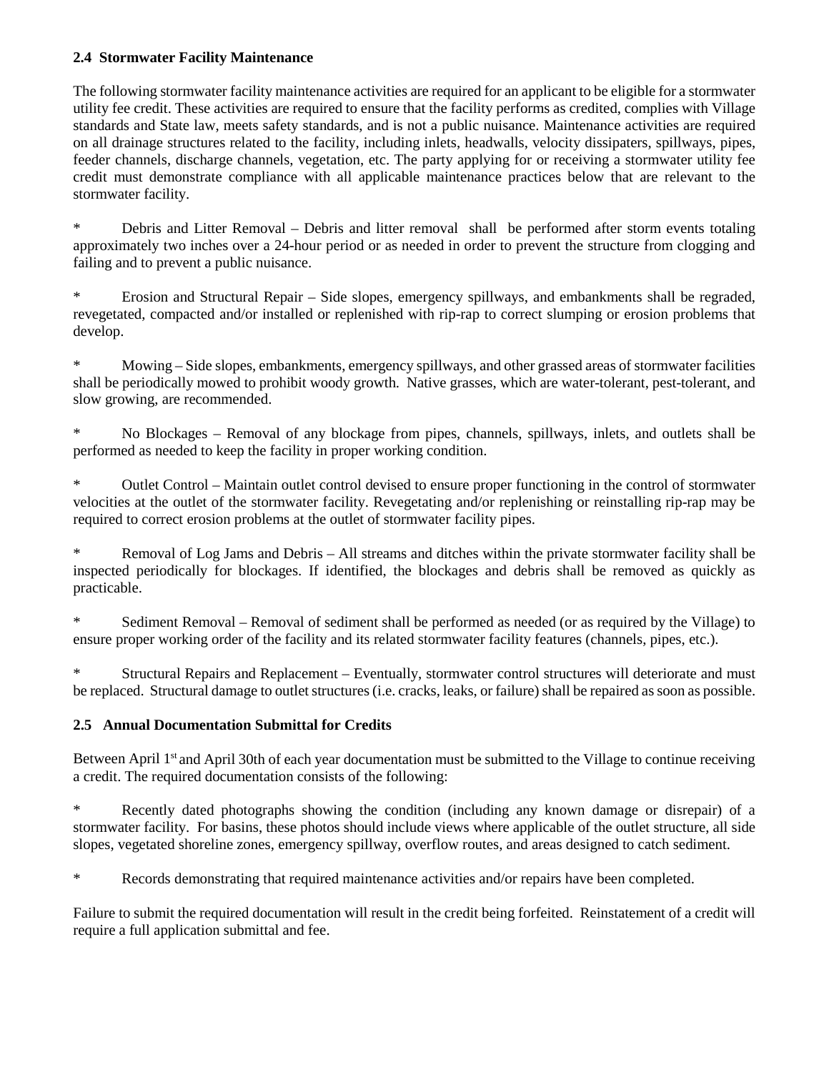### 2.4 Stormwater Facility Maintenance

The following stormwater facility maintenance activities are required for an applicant to be eligible for a stormwater utility fee credit. These activities are required to ensure that the facility performs as credited, complies with Village standards and State law, meets safety standards, and is not a public nuisance. Maintenance activities are required on all drainage structures related to the facility, including inlets, headwalls, velocity dissipaters, spillways, pipes, feeder channels, discharge channels, vegetation, etc. The party applying for or receiving a stormwater utility fee credit must demonstrate compliance with all applicable maintenance practices below that are relevant to the stormwater facility.

- Debris and Litter Removal – Debris and litter removal shall be performed after storm events totaling approximately two inches over a 24-hour period or as needed in order to prevent the structure from clogging and failing and to prevent a public nuisance.
- Erosion and Structural Repair – Side slopes, emergency spillways, and embankments shall be regraded, revegetated, compacted and/or installed or replenished with rip-rap to correct slumping or erosion problems that develop.
- Mowing – Side slopes, embankments, emergency spillways, and other grassed areas of stormwater facilities shall be periodically mowed to prohibit woody growth. Native grasses, which are water-tolerant, pest-tolerant, and slow growing, are recommended.
- No Blockages – Removal of any blockage from pipes, channels, spillways, inlets, and outlets shall be performed as needed to keep the facility in proper working condition.
- Outlet Control – Maintain outlet control devised to ensure proper functioning in the control of stormwater velocities at the outlet of the stormwater facility. Revegetating and/or replenishing or reinstalling rip-rap may be required to correct erosion problems at the outlet of stormwater facility pipes.
- Removal of Log Jams and Debris – All streams and ditches within the private stormwater facility shall be inspected periodically for blockages. If identified, the blockages and debris shall be removed as quickly as practicable.
- Sediment Removal – Removal of sediment shall be performed as needed (or as required by the Village) to ensure proper working order of the facility and its related stormwater facility features (channels, pipes, etc.).
- Structural Repairs and Replacement – Eventually, stormwater control structures will deteriorate and must be replaced. Structural damage to outlet structures (i.e. cracks, leaks, or failure) shall be repaired as soon as possible.

### 2.5 Annual Documentation Submittal for Credits

Between April 1st and April 30th of each year documentation must be submitted to the Village to continue receiving a credit. The required documentation consists of the following:

- Recently dated photographs showing the condition (including any known damage or disrepair) of a stormwater facility. For basins, these photos should include views where applicable of the outlet structure, all side slopes, vegetated shoreline zones, emergency spillway, overflow routes, and areas designed to catch sediment.
- Records demonstrating that required maintenance activities and/or repairs have been completed.

Failure to submit the required documentation will result in the credit being forfeited. Reinstatement of a credit will require a full application submittal and fee.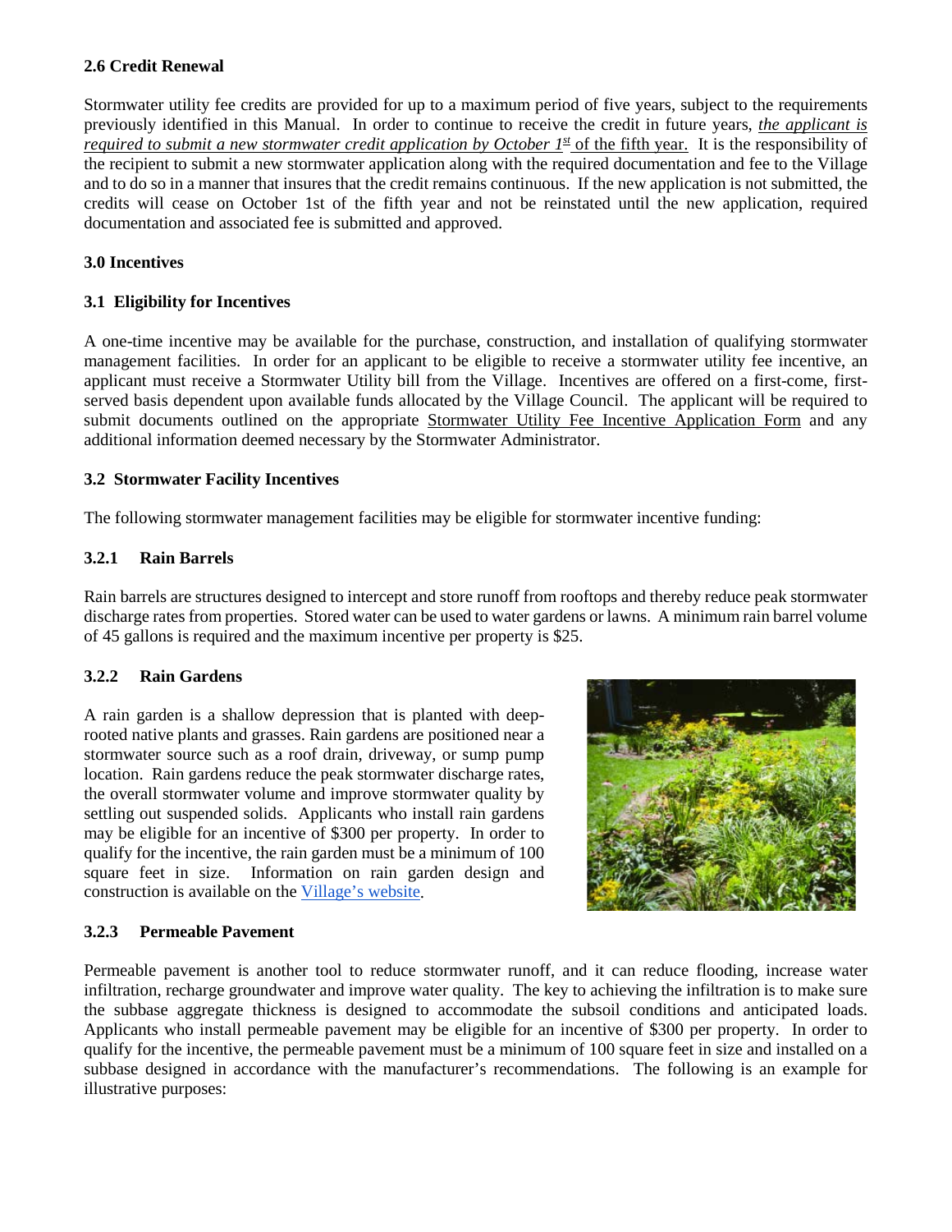### 2.6 Credit Renewal

Stormwater utility fee credits are provided for up to a maximum period of five years, subject to the requirements previously identified in this Manual. In order to continue to receive the credit in future years, *the applicant is required to submit a new stormwater credit application by October 1st* of the fifth year. It is the responsibility of the recipient to submit a new stormwater application along with the required documentation and fee to the Village and to do so in a manner that insures that the credit remains continuous. If the new application is not submitted, the credits will cease on October 1st of the fifth year and not be reinstated until the new application, required documentation and associated fee is submitted and approved.

## 3.0 Incentives

### 3.1 Eligibility for Incentives

A one-time incentive may be available for the purchase, construction, and installation of qualifying stormwater management facilities. In order for an applicant to be eligible to receive a stormwater utility fee incentive, an applicant must receive a Stormwater Utility bill from the Village. Incentives are offered on a first-come, first-served basis dependent upon available funds allocated by the Village Council. The applicant will be required to submit documents outlined on the appropriate Stormwater Utility Fee Incentive Application Form and any additional information deemed necessary by the Stormwater Administrator.

### 3.2 Stormwater Facility Incentives

The following stormwater management facilities may be eligible for stormwater incentive funding:

#### 3.2.1 Rain Barrels

Rain barrels are structures designed to intercept and store runoff from rooftops and thereby reduce peak stormwater discharge rates from properties. Stored water can be used to water gardens or lawns. A minimum rain barrel volume of 45 gallons is required and the maximum incentive per property is $25.

#### 3.2.2 Rain Gardens

A rain garden is a shallow depression that is planted with deep-rooted native plants and grasses. Rain gardens are positioned near a stormwater source such as a roof drain, driveway, or sump pump location. Rain gardens reduce the peak stormwater discharge rates, the overall stormwater volume and improve stormwater quality by settling out suspended solids. Applicants who install rain gardens may be eligible for an incentive of $300 per property. In order to qualify for the incentive, the rain garden must be a minimum of 100 square feet in size. Information on rain garden design and construction is available on the Village's website.

#### 3.2.3 Permeable Pavement

Permeable pavement is another tool to reduce stormwater runoff, and it can reduce flooding, increase water infiltration, recharge groundwater and improve water quality. The key to achieving the infiltration is to make sure the subbase aggregate thickness is designed to accommodate the subsoil conditions and anticipated loads. Applicants who install permeable pavement may be eligible for an incentive of $300 per property. In order to qualify for the incentive, the permeable pavement must be a minimum of 100 square feet in size and installed on a subbase designed in accordance with the manufacturer's recommendations. The following is an example for illustrative purposes: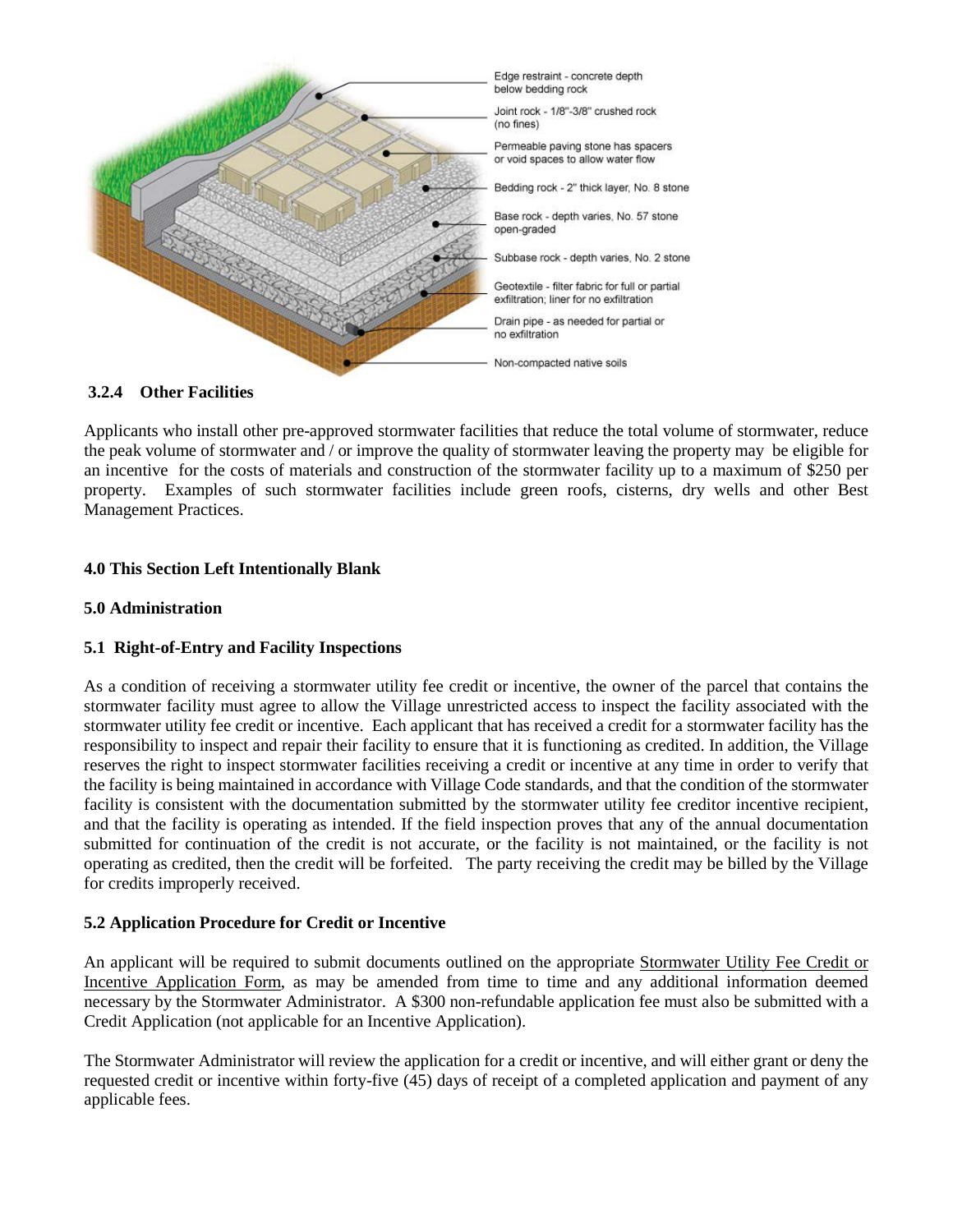Edge restraint - concrete depth below bedding rock

Joint rock - 1/8"-3/8" crushed rock (no fines)

Permeable paving stone has spacers or void spaces to allow water flow

Bedding rock - 2" thick layer, No. 8 stone

Base rock - depth varies, No. 57 stone open-graded

Subbase rock - depth varies, No. 2 stone

Geotextile - filter fabric for full or partial exfiltration; liner for no exfiltration

Drain pipe - as needed for partial or no exfiltration

Non-compacted native soils

### 3.2.4 Other Facilities

Applicants who install other pre-approved stormwater facilities that reduce the total volume of stormwater, reduce the peak volume of stormwater and / or improve the quality of stormwater leaving the property may be eligible for an incentive for the costs of materials and construction of the stormwater facility up to a maximum of $250 per property. Examples of such stormwater facilities include green roofs, cisterns, dry wells and other Best Management Practices.

## 4.0 This Section Left Intentionally Blank

## 5.0 Administration

### 5.1 Right-of-Entry and Facility Inspections

As a condition of receiving a stormwater utility fee credit or incentive, the owner of the parcel that contains the stormwater facility must agree to allow the Village unrestricted access to inspect the facility associated with the stormwater utility fee credit or incentive. Each applicant that has received a credit for a stormwater facility has the responsibility to inspect and repair their facility to ensure that it is functioning as credited. In addition, the Village reserves the right to inspect stormwater facilities receiving a credit or incentive at any time in order to verify that the facility is being maintained in accordance with Village Code standards, and that the condition of the stormwater facility is consistent with the documentation submitted by the stormwater utility fee creditor incentive recipient, and that the facility is operating as intended. If the field inspection proves that any of the annual documentation submitted for continuation of the credit is not accurate, or the facility is not maintained, or the facility is not operating as credited, then the credit will be forfeited. The party receiving the credit may be billed by the Village for credits improperly received.

### 5.2 Application Procedure for Credit or Incentive

An applicant will be required to submit documents outlined on the appropriate Stormwater Utility Fee Credit or Incentive Application Form, as may be amended from time to time and any additional information deemed necessary by the Stormwater Administrator. A $300 non-refundable application fee must also be submitted with a Credit Application (not applicable for an Incentive Application).

The Stormwater Administrator will review the application for a credit or incentive, and will either grant or deny the requested credit or incentive within forty-five (45) days of receipt of a completed application and payment of any applicable fees.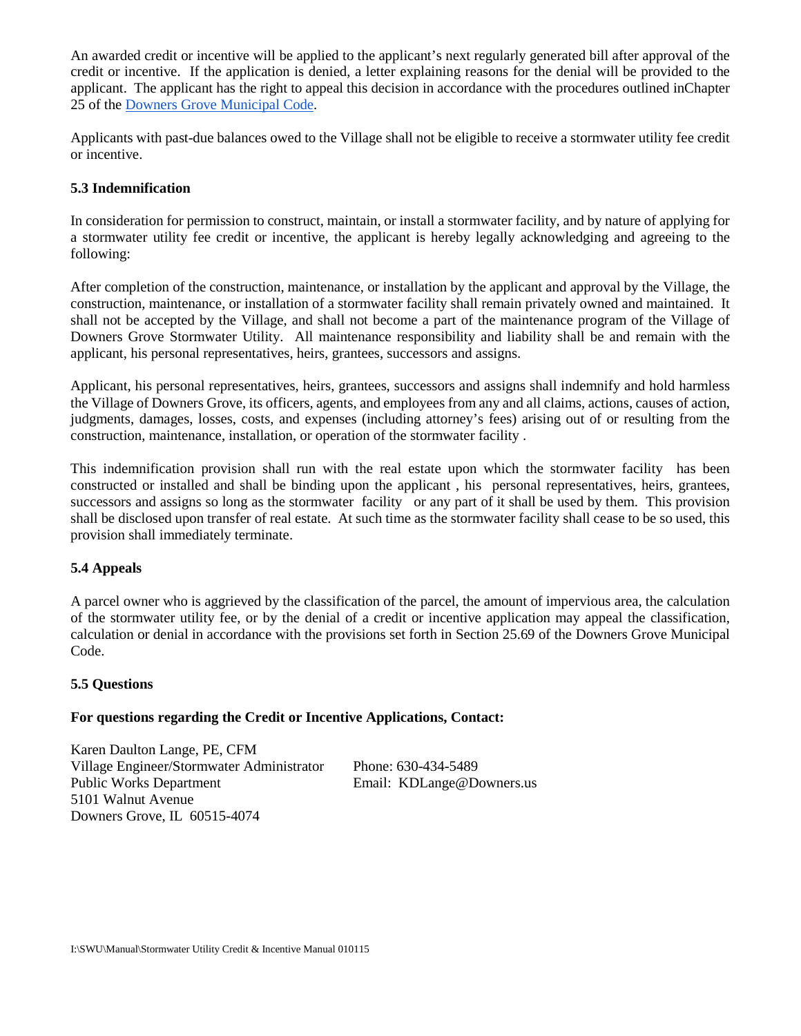An awarded credit or incentive will be applied to the applicant's next regularly generated bill after approval of the credit or incentive. If the application is denied, a letter explaining reasons for the denial will be provided to the applicant. The applicant has the right to appeal this decision in accordance with the procedures outlined inChapter 25 of the [Downers Grove Municipal Code](Downers Grove Municipal Code).

Applicants with past-due balances owed to the Village shall not be eligible to receive a stormwater utility fee credit or incentive.

### 5.3 Indemnification

In consideration for permission to construct, maintain, or install a stormwater facility, and by nature of applying for a stormwater utility fee credit or incentive, the applicant is hereby legally acknowledging and agreeing to the following:

After completion of the construction, maintenance, or installation by the applicant and approval by the Village, the construction, maintenance, or installation of a stormwater facility shall remain privately owned and maintained. It shall not be accepted by the Village, and shall not become a part of the maintenance program of the Village of Downers Grove Stormwater Utility. All maintenance responsibility and liability shall be and remain with the applicant, his personal representatives, heirs, grantees, successors and assigns.

Applicant, his personal representatives, heirs, grantees, successors and assigns shall indemnify and hold harmless the Village of Downers Grove, its officers, agents, and employees from any and all claims, actions, causes of action, judgments, damages, losses, costs, and expenses (including attorney's fees) arising out of or resulting from the construction, maintenance, installation, or operation of the stormwater facility .

This indemnification provision shall run with the real estate upon which the stormwater facility has been constructed or installed and shall be binding upon the applicant , his personal representatives, heirs, grantees, successors and assigns so long as the stormwater facility or any part of it shall be used by them. This provision shall be disclosed upon transfer of real estate. At such time as the stormwater facility shall cease to be so used, this provision shall immediately terminate.

### 5.4 Appeals

A parcel owner who is aggrieved by the classification of the parcel, the amount of impervious area, the calculation of the stormwater utility fee, or by the denial of a credit or incentive application may appeal the classification, calculation or denial in accordance with the provisions set forth in Section 25.69 of the Downers Grove Municipal Code.

### 5.5 Questions

**For questions regarding the Credit or Incentive Applications, Contact:**

Karen Daulton Lange, PE, CFM
Village Engineer/Stormwater Administrator
Public Works Department
5101 Walnut Avenue
Downers Grove, IL 60515-4074

Phone: 630-434-5489
Email: KDLange@Downers.us

I:\SWU\Manual\Stormwater Utility Credit & Incentive Manual 010115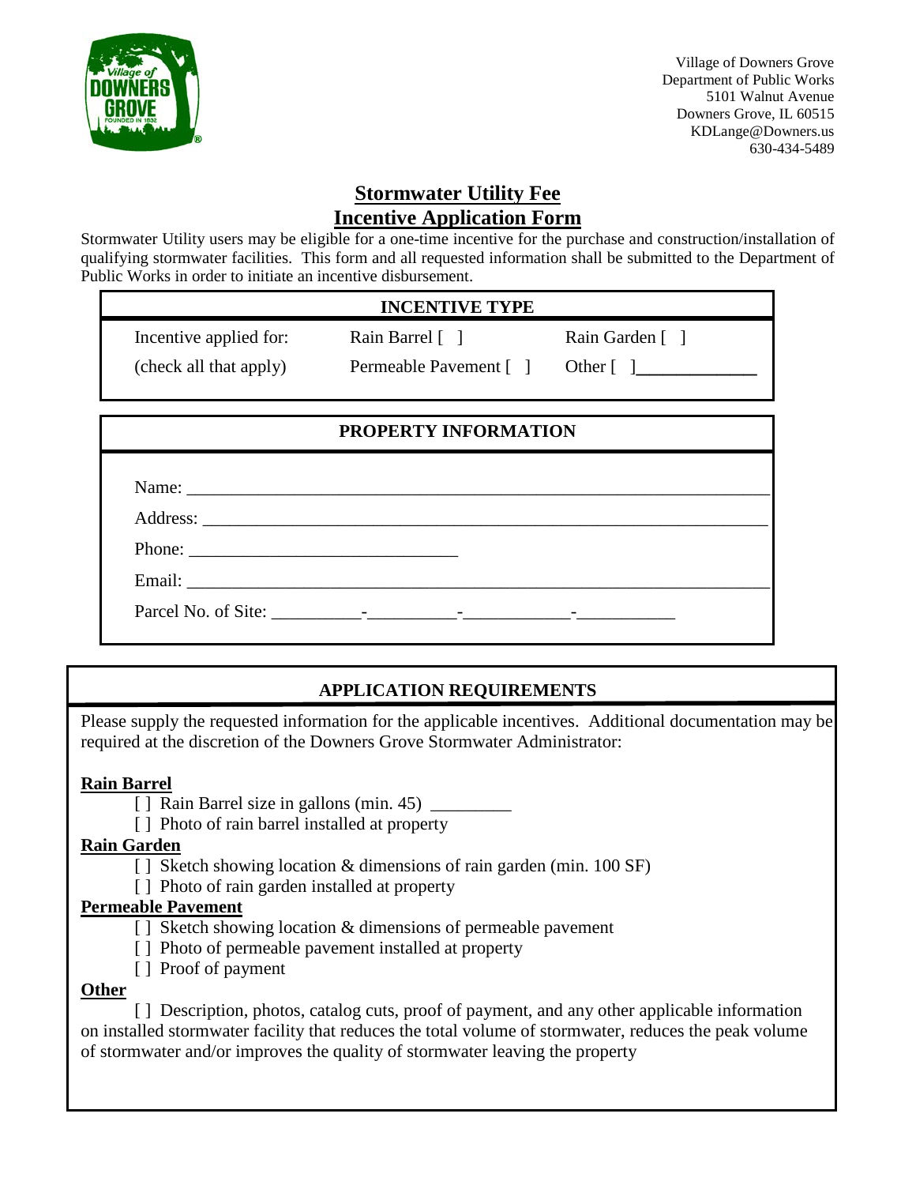Village of Downers Grove
Department of Public Works
5101 Walnut Avenue
Downers Grove, IL 60515
KDLange@Downers.us
630-434-5489

# Stormwater Utility Fee
# Incentive Application Form

Stormwater Utility users may be eligible for a one-time incentive for the purchase and construction/installation of qualifying stormwater facilities. This form and all requested information shall be submitted to the Department of Public Works in order to initiate an incentive disbursement.

## INCENTIVE TYPE

| Incentive applied for: | Rain Barrel [ ] | Rain Garden [ ] |
|---|---|---|
| (check all that apply) | Permeable Pavement [ ] | Other [ ] _____________ |

## PROPERTY INFORMATION

Name: _______________________________________________

Address: _____________________________________________

Phone: ____________________________

Email: ______________________________________________

Parcel No. of Site: __________-__________-____________-___________

## APPLICATION REQUIREMENTS

Please supply the requested information for the applicable incentives. Additional documentation may be required at the discretion of the Downers Grove Stormwater Administrator:

**Rain Barrel**

- [ ] Rain Barrel size in gallons (min. 45) _________
- [ ] Photo of rain barrel installed at property

**Rain Garden**

- [ ] Sketch showing location & dimensions of rain garden (min. 100 SF)
- [ ] Photo of rain garden installed at property

**Permeable Pavement**

- [ ] Sketch showing location & dimensions of permeable pavement
- [ ] Photo of permeable pavement installed at property
- [ ] Proof of payment

**Other**

[ ] Description, photos, catalog cuts, proof of payment, and any other applicable information on installed stormwater facility that reduces the total volume of stormwater, reduces the peak volume of stormwater and/or improves the quality of stormwater leaving the property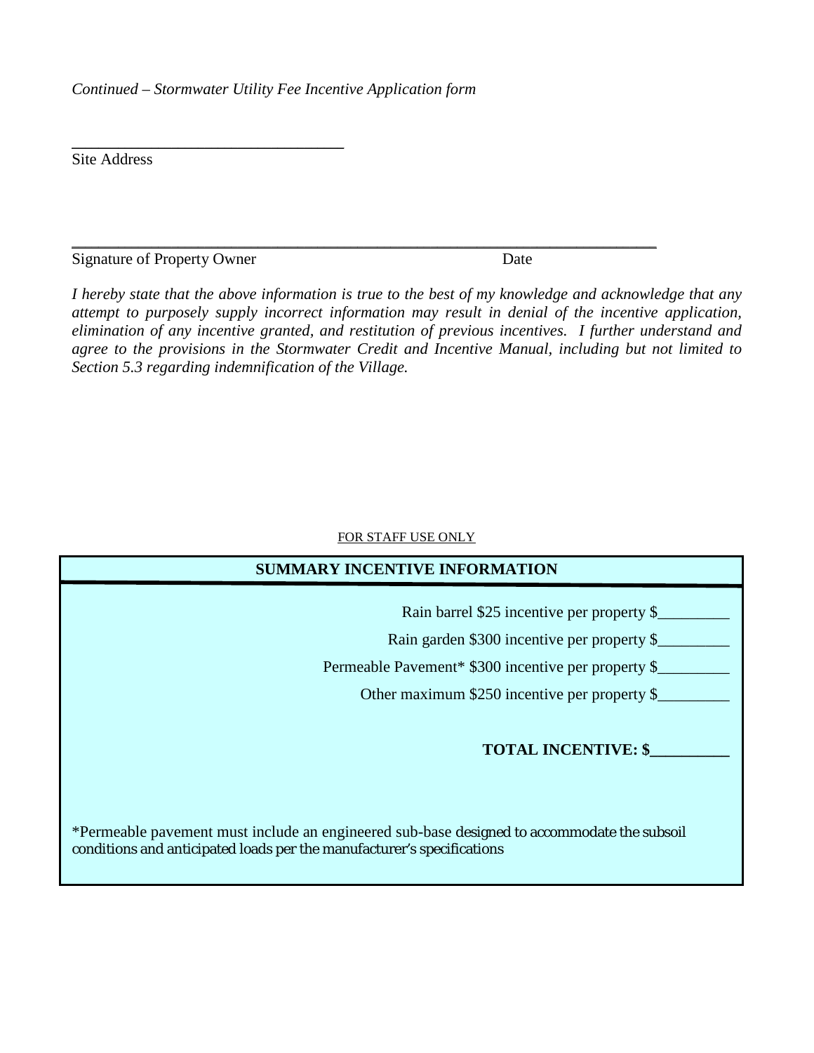*Continued – Stormwater Utility Fee Incentive Application form*

_________________________________

Site Address

_______________________________________________________________________

Signature of Property Owner                                                    Date

*I hereby state that the above information is true to the best of my knowledge and acknowledge that any attempt to purposely supply incorrect information may result in denial of the incentive application, elimination of any incentive granted, and restitution of previous incentives. I further understand and agree to the provisions in the Stormwater Credit and Incentive Manual, including but not limited to Section 5.3 regarding indemnification of the Village.*

FOR STAFF USE ONLY

**SUMMARY INCENTIVE INFORMATION**

Rain barrel $25 incentive per property $_________

Rain garden $300 incentive per property $_________

Permeable Pavement* $300 incentive per property $_________

Other maximum $250 incentive per property $_________

**TOTAL INCENTIVE: $__________**

*Permeable pavement must include an engineered sub-base designed to accommodate the subsoil conditions and anticipated loads per the manufacturer's specifications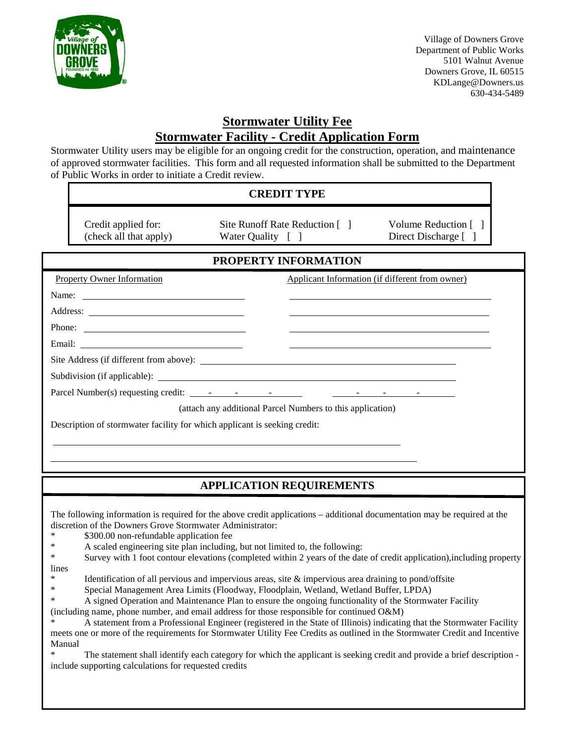Village of Downers Grove
Department of Public Works
5101 Walnut Avenue
Downers Grove, IL 60515
KDLange@Downers.us
630-434-5489

# Stormwater Utility Fee
# Stormwater Facility - Credit Application Form

Stormwater Utility users may be eligible for an ongoing credit for the construction, operation, and maintenance of approved stormwater facilities. This form and all requested information shall be submitted to the Department of Public Works in order to initiate a Credit review.

## CREDIT TYPE

| Credit applied for: (check all that apply) | Site Runoff Rate Reduction [ ] | Volume Reduction [ ] |
|---|---|---|
| | Water Quality [ ] | Direct Discharge [ ] |

## PROPERTY INFORMATION

| | Property Owner Information | Applicant Information (if different from owner) |
|---|---|---|
| Name: | \_\_\_\_\_\_\_\_\_\_\_\_\_\_\_\_\_\_\_\_ | \_\_\_\_\_\_\_\_\_\_\_\_\_\_\_\_\_\_\_\_ |
| Address: | \_\_\_\_\_\_\_\_\_\_\_\_\_\_\_\_\_\_\_\_ | \_\_\_\_\_\_\_\_\_\_\_\_\_\_\_\_\_\_\_\_ |
| Phone: | \_\_\_\_\_\_\_\_\_\_\_\_\_\_\_\_\_\_\_\_ | \_\_\_\_\_\_\_\_\_\_\_\_\_\_\_\_\_\_\_\_ |
| Email: | \_\_\_\_\_\_\_\_\_\_\_\_\_\_\_\_\_\_\_\_ | \_\_\_\_\_\_\_\_\_\_\_\_\_\_\_\_\_\_\_\_ |

Site Address (if different from above): \_\_\_\_\_\_\_\_\_\_\_\_\_\_\_\_\_\_\_\_\_\_\_\_\_\_\_\_\_\_\_\_\_\_\_\_\_\_\_\_

Subdivision (if applicable): \_\_\_\_\_\_\_\_\_\_\_\_\_\_\_\_\_\_\_\_\_\_\_\_\_\_\_\_\_\_\_\_\_\_\_\_\_\_\_\_\_\_\_\_\_\_\_\_

Parcel Number(s) requesting credit: \_\_\_-\_\_\_-\_\_\_-\_\_\_     \_\_\_-\_\_\_-\_\_\_-\_\_\_

(attach any additional Parcel Numbers to this application)

Description of stormwater facility for which applicant is seeking credit:

\_\_\_\_\_\_\_\_\_\_\_\_\_\_\_\_\_\_\_\_\_\_\_\_\_\_\_\_\_\_\_\_\_\_\_\_\_\_\_\_\_\_\_\_\_\_\_\_\_\_\_\_\_\_\_\_\_\_\_\_

\_\_\_\_\_\_\_\_\_\_\_\_\_\_\_\_\_\_\_\_\_\_\_\_\_\_\_\_\_\_\_\_\_\_\_\_\_\_\_\_\_\_\_\_\_\_\_\_\_\_\_\_\_\_\_\_\_\_\_\_

## APPLICATION REQUIREMENTS

The following information is required for the above credit applications – additional documentation may be required at the discretion of the Downers Grove Stormwater Administrator:

* $300.00 non-refundable application fee
* A scaled engineering site plan including, but not limited to, the following:
* Survey with 1 foot contour elevations (completed within 2 years of the date of credit application),including property lines
* Identification of all pervious and impervious areas, site & impervious area draining to pond/offsite
* Special Management Area Limits (Floodway, Floodplain, Wetland, Wetland Buffer, LPDA)
* A signed Operation and Maintenance Plan to ensure the ongoing functionality of the Stormwater Facility (including name, phone number, and email address for those responsible for continued O&M)
* A statement from a Professional Engineer (registered in the State of Illinois) indicating that the Stormwater Facility meets one or more of the requirements for Stormwater Utility Fee Credits as outlined in the Stormwater Credit and Incentive Manual
* The statement shall identify each category for which the applicant is seeking credit and provide a brief description - include supporting calculations for requested credits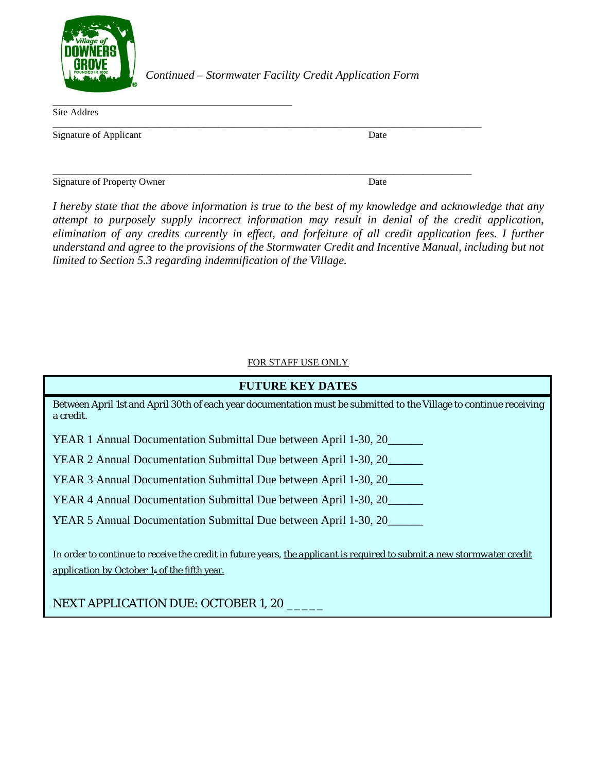*Continued – Stormwater Facility Credit Application Form*

\_\_\_\_\_\_\_\_\_\_\_\_\_\_\_\_\_\_\_\_\_\_\_\_\_\_\_\_\_\_\_\_\_\_\_\_\_\_\_\_\_\_\_\_\_\_\_\_

Site Addres

\_\_\_\_\_\_\_\_\_\_\_\_\_\_\_\_\_\_\_\_\_\_\_\_\_\_\_\_\_\_\_\_\_\_\_\_\_\_\_\_\_\_\_\_\_\_\_\_\_\_\_\_\_\_\_\_\_\_\_\_\_\_\_\_\_\_\_\_\_\_\_\_\_\_\_\_\_\_\_\_\_\_\_\_

Signature of Applicant                                                                                   Date

\_\_\_\_\_\_\_\_\_\_\_\_\_\_\_\_\_\_\_\_\_\_\_\_\_\_\_\_\_\_\_\_\_\_\_\_\_\_\_\_\_\_\_\_\_\_\_\_\_\_\_\_\_\_\_\_\_\_\_\_\_\_\_\_\_\_\_\_\_\_\_\_\_\_\_\_\_\_\_\_\_\_\_\_

Signature of Property Owner                                                                            Date

*I hereby state that the above information is true to the best of my knowledge and acknowledge that any attempt to purposely supply incorrect information may result in denial of the credit application, elimination of any credits currently in effect, and forfeiture of all credit application fees. I further understand and agree to the provisions of the Stormwater Credit and Incentive Manual, including but not limited to Section 5.3 regarding indemnification of the Village.*

FOR STAFF USE ONLY

**FUTURE KEY DATES**

Between April 1st and April 30th of each year documentation must be submitted to the Village to continue receiving a credit.

YEAR 1 Annual Documentation Submittal Due between April 1-30, 20______

YEAR 2 Annual Documentation Submittal Due between April 1-30, 20______

YEAR 3 Annual Documentation Submittal Due between April 1-30, 20______

YEAR 4 Annual Documentation Submittal Due between April 1-30, 20______

YEAR 5 Annual Documentation Submittal Due between April 1-30, 20______

In order to continue to receive the credit in future years, *the applicant is required to submit a new stormwater credit application by October 1st of the fifth year.*

NEXT APPLICATION DUE: OCTOBER 1, 20 _____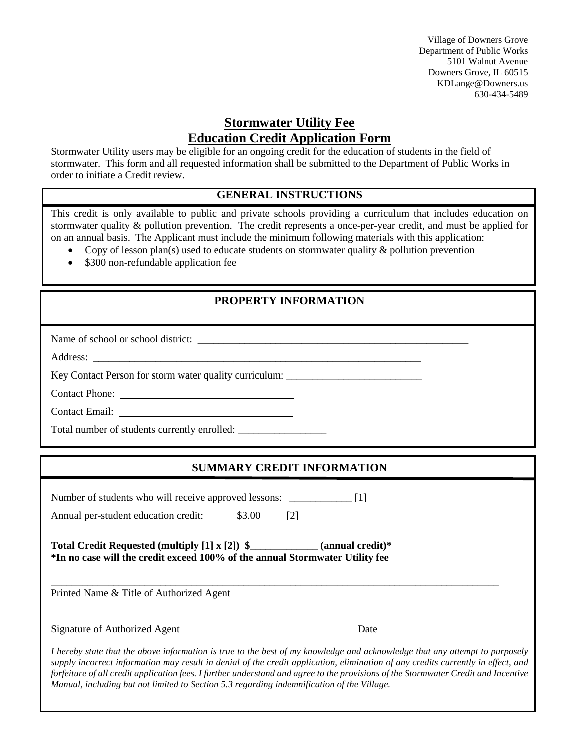Village of Downers Grove
Department of Public Works
5101 Walnut Avenue
Downers Grove, IL 60515
KDLange@Downers.us
630-434-5489

# Stormwater Utility Fee
# Education Credit Application Form

Stormwater Utility users may be eligible for an ongoing credit for the education of students in the field of stormwater. This form and all requested information shall be submitted to the Department of Public Works in order to initiate a Credit review.

## GENERAL INSTRUCTIONS

This credit is only available to public and private schools providing a curriculum that includes education on stormwater quality & pollution prevention. The credit represents a once-per-year credit, and must be applied for on an annual basis. The Applicant must include the minimum following materials with this application:

- Copy of lesson plan(s) used to educate students on stormwater quality & pollution prevention
- $300 non-refundable application fee

## PROPERTY INFORMATION

Name of school or school district: ______________________________________________________

Address: _________________________________________________________________

Key Contact Person for storm water quality curriculum: __________________________

Contact Phone: ________________________________

Contact Email: ________________________________

Total number of students currently enrolled: _________________

## SUMMARY CREDIT INFORMATION

Number of students who will receive approved lessons: ____________ [1]

Annual per-student education credit: $3.00 [2]

**Total Credit Requested (multiply [1] x [2]) $_____________ (annual credit)***
**\*In no case will the credit exceed 100% of the annual Stormwater Utility fee**

_____________________________________________________________________________________
Printed Name & Title of Authorized Agent

_____________________________________________________________________________________
Signature of Authorized Agent Date

*I hereby state that the above information is true to the best of my knowledge and acknowledge that any attempt to purposely supply incorrect information may result in denial of the credit application, elimination of any credits currently in effect, and forfeiture of all credit application fees. I further understand and agree to the provisions of the Stormwater Credit and Incentive Manual, including but not limited to Section 5.3 regarding indemnification of the Village.*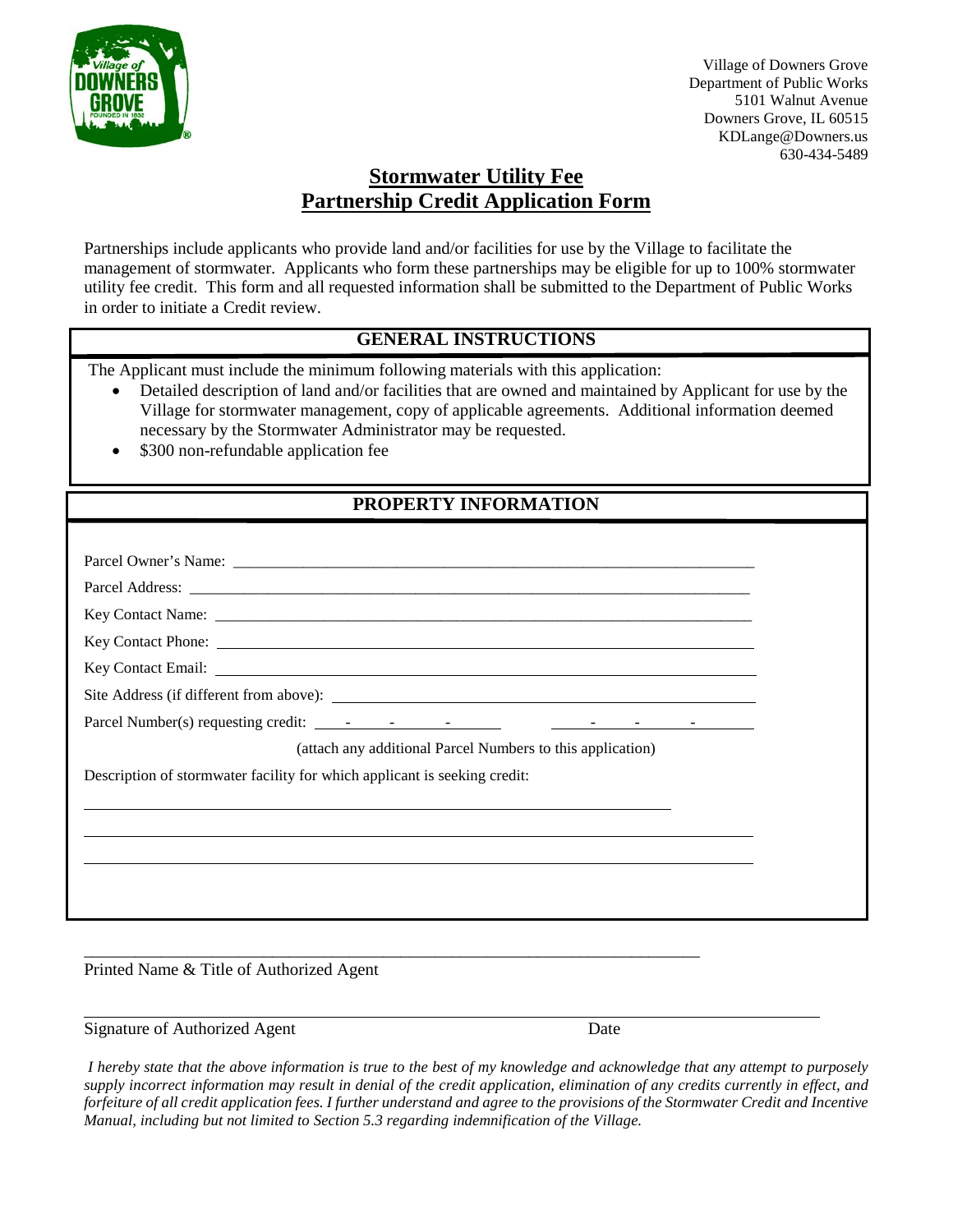Village of Downers Grove
Department of Public Works
5101 Walnut Avenue
Downers Grove, IL 60515
KDLange@Downers.us
630-434-5489

# Stormwater Utility Fee
# Partnership Credit Application Form

Partnerships include applicants who provide land and/or facilities for use by the Village to facilitate the management of stormwater. Applicants who form these partnerships may be eligible for up to 100% stormwater utility fee credit. This form and all requested information shall be submitted to the Department of Public Works in order to initiate a Credit review.

## GENERAL INSTRUCTIONS

The Applicant must include the minimum following materials with this application:

- Detailed description of land and/or facilities that are owned and maintained by Applicant for use by the Village for stormwater management, copy of applicable agreements. Additional information deemed necessary by the Stormwater Administrator may be requested.
- $300 non-refundable application fee

## PROPERTY INFORMATION

Parcel Owner's Name: ___________________________________________

Parcel Address: ___________________________________________

Key Contact Name: ___________________________________________

Key Contact Phone: ___________________________________________

Key Contact Email: ___________________________________________

Site Address (if different from above): ___________________________________________

Parcel Number(s) requesting credit: \_\_\_-\_\_\_-\_\_\_-\_\_\_ \_\_\_-\_\_\_-\_\_\_-\_\_\_

(attach any additional Parcel Numbers to this application)

Description of stormwater facility for which applicant is seeking credit:

___________________________________________

___________________________________________

___________________________________________

___________________________________________
Printed Name & Title of Authorized Agent

___________________________________________
Signature of Authorized Agent Date

*I hereby state that the above information is true to the best of my knowledge and acknowledge that any attempt to purposely supply incorrect information may result in denial of the credit application, elimination of any credits currently in effect, and forfeiture of all credit application fees. I further understand and agree to the provisions of the Stormwater Credit and Incentive Manual, including but not limited to Section 5.3 regarding indemnification of the Village.*